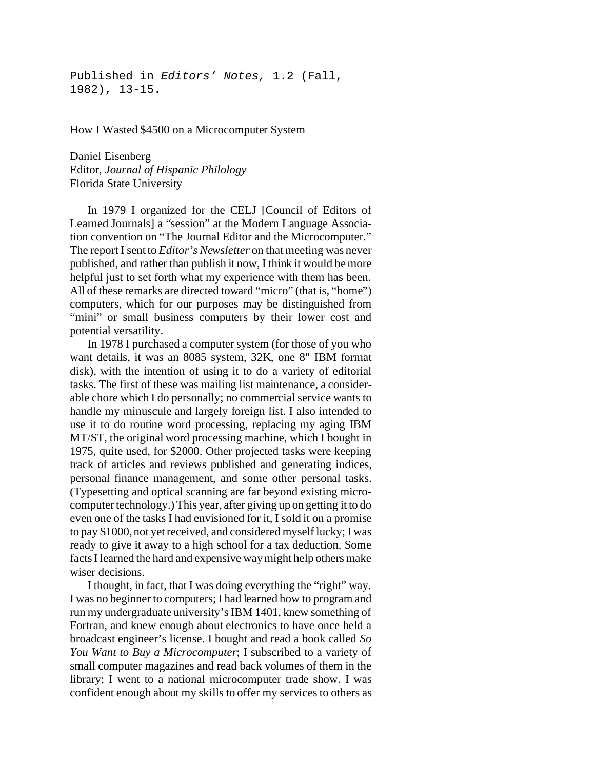Published in *Editors' Notes,* 1.2 (Fall, 1982), 13-15.

# How I Wasted $4500 on a Microcomputer System

Daniel Eisenberg
Editor, *Journal of Hispanic Philology*
Florida State University

In 1979 I organized for the CELJ [Council of Editors of Learned Journals] a "session" at the Modern Language Association convention on "The Journal Editor and the Microcomputer." The report I sent to *Editor's Newsletter* on that meeting was never published, and rather than publish it now, I think it would be more helpful just to set forth what my experience with them has been. All of these remarks are directed toward "micro" (that is, "home") computers, which for our purposes may be distinguished from "mini" or small business computers by their lower cost and potential versatility.

In 1978 I purchased a computer system (for those of you who want details, it was an 8085 system, 32K, one 8" IBM format disk), with the intention of using it to do a variety of editorial tasks. The first of these was mailing list maintenance, a considerable chore which I do personally; no commercial service wants to handle my minuscule and largely foreign list. I also intended to use it to do routine word processing, replacing my aging IBM MT/ST, the original word processing machine, which I bought in 1975, quite used, for $2000. Other projected tasks were keeping track of articles and reviews published and generating indices, personal finance management, and some other personal tasks. (Typesetting and optical scanning are far beyond existing microcomputer technology.) This year, after giving up on getting it to do even one of the tasks I had envisioned for it, I sold it on a promise to pay $1000, not yet received, and considered myself lucky; I was ready to give it away to a high school for a tax deduction. Some facts I learned the hard and expensive way might help others make wiser decisions.

I thought, in fact, that I was doing everything the "right" way. I was no beginner to computers; I had learned how to program and run my undergraduate university's IBM 1401, knew something of Fortran, and knew enough about electronics to have once held a broadcast engineer's license. I bought and read a book called *So You Want to Buy a Microcomputer*; I subscribed to a variety of small computer magazines and read back volumes of them in the library; I went to a national microcomputer trade show. I was confident enough about my skills to offer my services to others as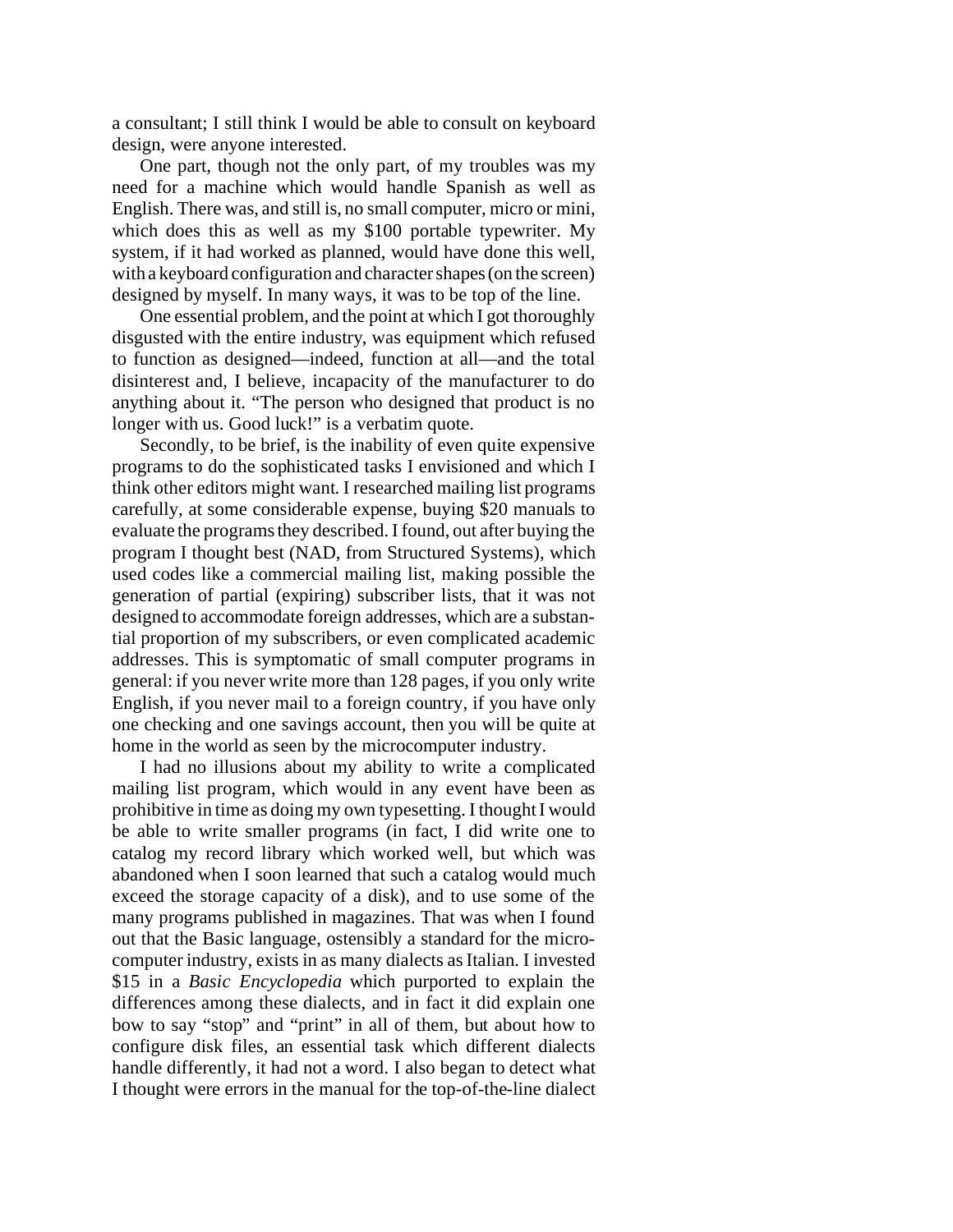a consultant; I still think I would be able to consult on keyboard design, were anyone interested.

One part, though not the only part, of my troubles was my need for a machine which would handle Spanish as well as English. There was, and still is, no small computer, micro or mini, which does this as well as my $100 portable typewriter. My system, if it had worked as planned, would have done this well, with a keyboard configuration and character shapes (on the screen) designed by myself. In many ways, it was to be top of the line.

One essential problem, and the point at which I got thoroughly disgusted with the entire industry, was equipment which refused to function as designed—indeed, function at all—and the total disinterest and, I believe, incapacity of the manufacturer to do anything about it. "The person who designed that product is no longer with us. Good luck!" is a verbatim quote.

Secondly, to be brief, is the inability of even quite expensive programs to do the sophisticated tasks I envisioned and which I think other editors might want. I researched mailing list programs carefully, at some considerable expense, buying $20 manuals to evaluate the programs they described. I found, out after buying the program I thought best (NAD, from Structured Systems), which used codes like a commercial mailing list, making possible the generation of partial (expiring) subscriber lists, that it was not designed to accommodate foreign addresses, which are a substantial proportion of my subscribers, or even complicated academic addresses. This is symptomatic of small computer programs in general: if you never write more than 128 pages, if you only write English, if you never mail to a foreign country, if you have only one checking and one savings account, then you will be quite at home in the world as seen by the microcomputer industry.

I had no illusions about my ability to write a complicated mailing list program, which would in any event have been as prohibitive in time as doing my own typesetting. I thought I would be able to write smaller programs (in fact, I did write one to catalog my record library which worked well, but which was abandoned when I soon learned that such a catalog would much exceed the storage capacity of a disk), and to use some of the many programs published in magazines. That was when I found out that the Basic language, ostensibly a standard for the microcomputer industry, exists in as many dialects as Italian. I invested $15 in a *Basic Encyclopedia* which purported to explain the differences among these dialects, and in fact it did explain one bow to say "stop" and "print" in all of them, but about how to configure disk files, an essential task which different dialects handle differently, it had not a word. I also began to detect what I thought were errors in the manual for the top-of-the-line dialect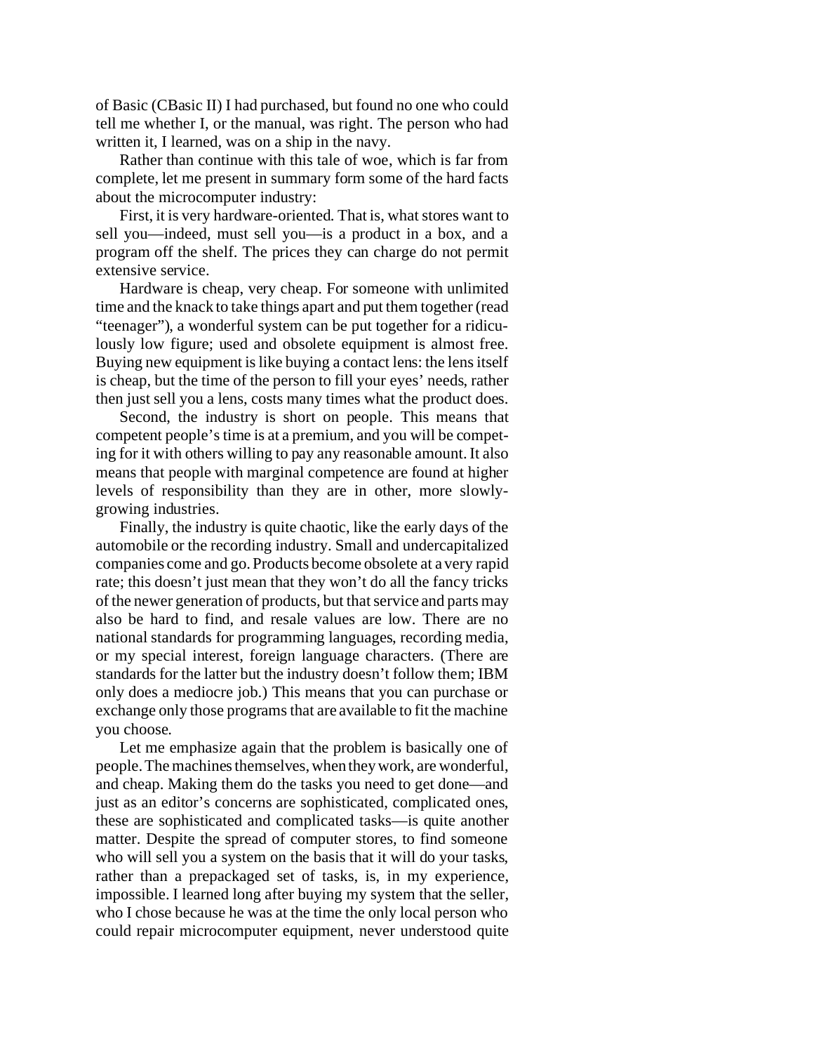of Basic (CBasic II) I had purchased, but found no one who could tell me whether I, or the manual, was right. The person who had written it, I learned, was on a ship in the navy.

Rather than continue with this tale of woe, which is far from complete, let me present in summary form some of the hard facts about the microcomputer industry:

First, it is very hardware-oriented. That is, what stores want to sell you—indeed, must sell you—is a product in a box, and a program off the shelf. The prices they can charge do not permit extensive service.

Hardware is cheap, very cheap. For someone with unlimited time and the knack to take things apart and put them together (read "teenager"), a wonderful system can be put together for a ridiculously low figure; used and obsolete equipment is almost free. Buying new equipment is like buying a contact lens: the lens itself is cheap, but the time of the person to fill your eyes' needs, rather then just sell you a lens, costs many times what the product does.

Second, the industry is short on people. This means that competent people's time is at a premium, and you will be competing for it with others willing to pay any reasonable amount. It also means that people with marginal competence are found at higher levels of responsibility than they are in other, more slowly-growing industries.

Finally, the industry is quite chaotic, like the early days of the automobile or the recording industry. Small and undercapitalized companies come and go. Products become obsolete at a very rapid rate; this doesn't just mean that they won't do all the fancy tricks of the newer generation of products, but that service and parts may also be hard to find, and resale values are low. There are no national standards for programming languages, recording media, or my special interest, foreign language characters. (There are standards for the latter but the industry doesn't follow them; IBM only does a mediocre job.) This means that you can purchase or exchange only those programs that are available to fit the machine you choose.

Let me emphasize again that the problem is basically one of people. The machines themselves, when they work, are wonderful, and cheap. Making them do the tasks you need to get done—and just as an editor's concerns are sophisticated, complicated ones, these are sophisticated and complicated tasks—is quite another matter. Despite the spread of computer stores, to find someone who will sell you a system on the basis that it will do your tasks, rather than a prepackaged set of tasks, is, in my experience, impossible. I learned long after buying my system that the seller, who I chose because he was at the time the only local person who could repair microcomputer equipment, never understood quite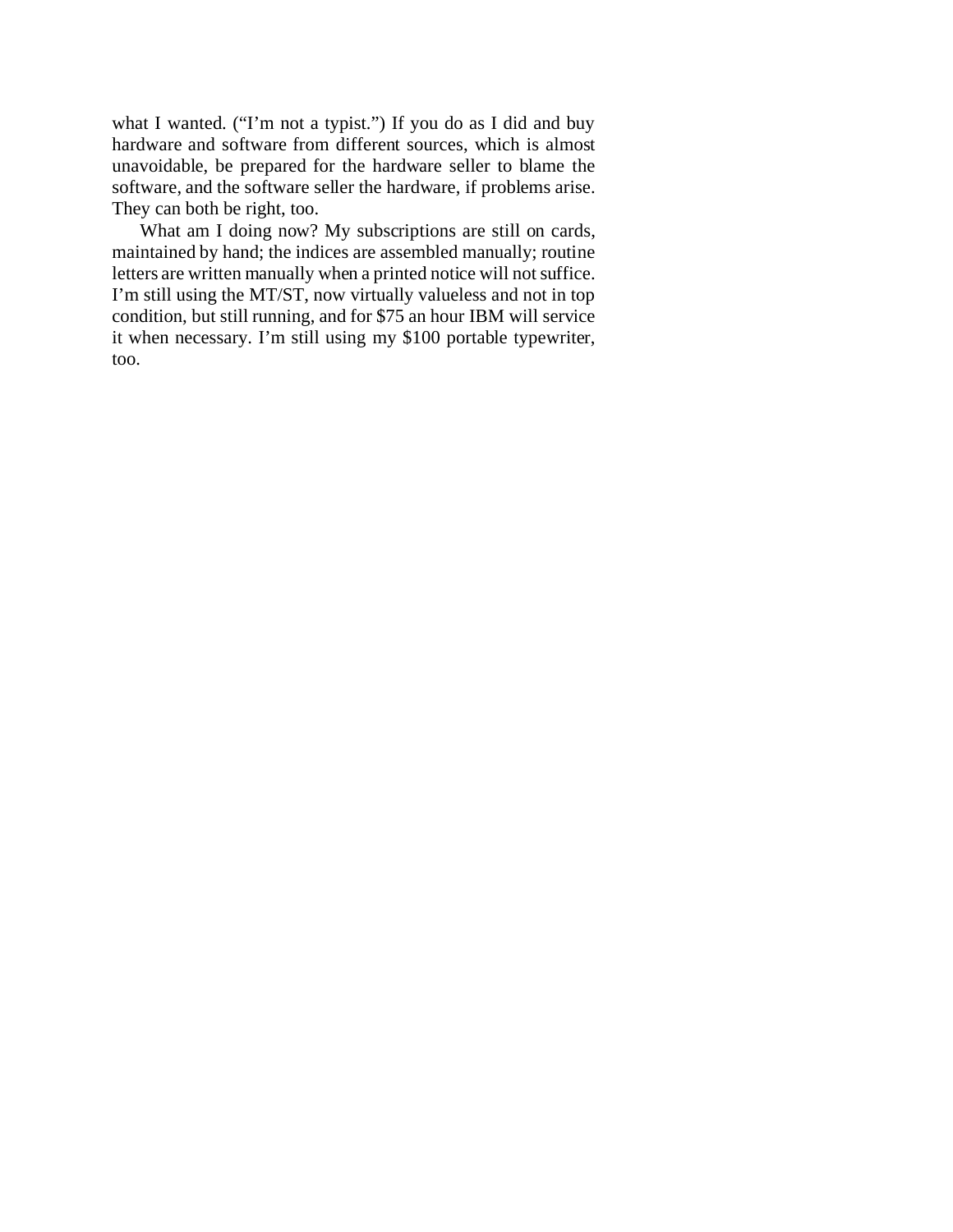what I wanted. ("I'm not a typist.") If you do as I did and buy hardware and software from different sources, which is almost unavoidable, be prepared for the hardware seller to blame the software, and the software seller the hardware, if problems arise. They can both be right, too.

What am I doing now? My subscriptions are still on cards, maintained by hand; the indices are assembled manually; routine letters are written manually when a printed notice will not suffice. I'm still using the MT/ST, now virtually valueless and not in top condition, but still running, and for $75 an hour IBM will service it when necessary. I'm still using my $100 portable typewriter, too.